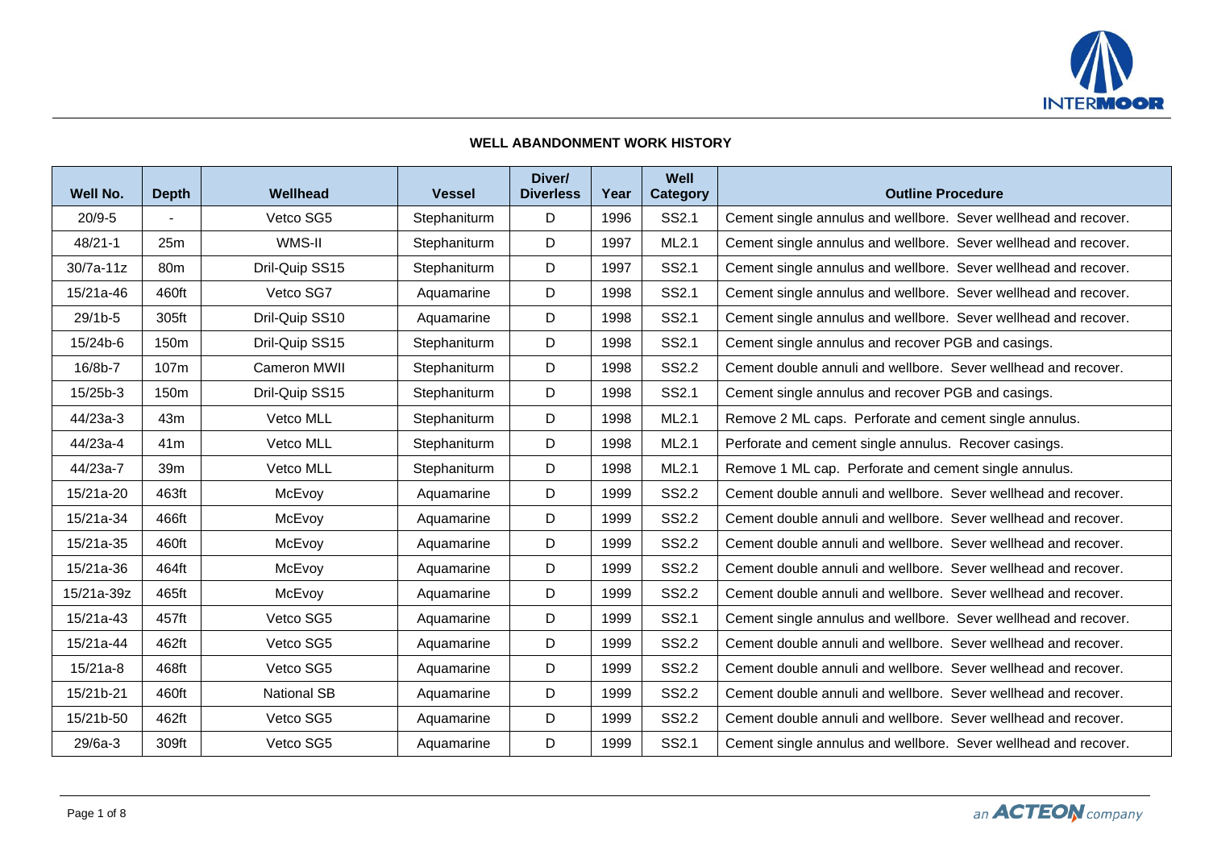## WELL ABANDONMENT WORK HISTORY

| Well No. | Depth | Wellhead | Vessel | Diver/ Diverless | Year | Well Category | Outline Procedure |
|---|---|---|---|---|---|---|---|
| 20/9-5 | - | Vetco SG5 | Stephaniturm | D | 1996 | SS2.1 | Cement single annulus and wellbore. Sever wellhead and recover. |
| 48/21-1 | 25m | WMS-II | Stephaniturm | D | 1997 | ML2.1 | Cement single annulus and wellbore. Sever wellhead and recover. |
| 30/7a-11z | 80m | Dril-Quip SS15 | Stephaniturm | D | 1997 | SS2.1 | Cement single annulus and wellbore. Sever wellhead and recover. |
| 15/21a-46 | 460ft | Vetco SG7 | Aquamarine | D | 1998 | SS2.1 | Cement single annulus and wellbore. Sever wellhead and recover. |
| 29/1b-5 | 305ft | Dril-Quip SS10 | Aquamarine | D | 1998 | SS2.1 | Cement single annulus and wellbore. Sever wellhead and recover. |
| 15/24b-6 | 150m | Dril-Quip SS15 | Stephaniturm | D | 1998 | SS2.1 | Cement single annulus and recover PGB and casings. |
| 16/8b-7 | 107m | Cameron MWII | Stephaniturm | D | 1998 | SS2.2 | Cement double annuli and wellbore. Sever wellhead and recover. |
| 15/25b-3 | 150m | Dril-Quip SS15 | Stephaniturm | D | 1998 | SS2.1 | Cement single annulus and recover PGB and casings. |
| 44/23a-3 | 43m | Vetco MLL | Stephaniturm | D | 1998 | ML2.1 | Remove 2 ML caps. Perforate and cement single annulus. |
| 44/23a-4 | 41m | Vetco MLL | Stephaniturm | D | 1998 | ML2.1 | Perforate and cement single annulus. Recover casings. |
| 44/23a-7 | 39m | Vetco MLL | Stephaniturm | D | 1998 | ML2.1 | Remove 1 ML cap. Perforate and cement single annulus. |
| 15/21a-20 | 463ft | McEvoy | Aquamarine | D | 1999 | SS2.2 | Cement double annuli and wellbore. Sever wellhead and recover. |
| 15/21a-34 | 466ft | McEvoy | Aquamarine | D | 1999 | SS2.2 | Cement double annuli and wellbore. Sever wellhead and recover. |
| 15/21a-35 | 460ft | McEvoy | Aquamarine | D | 1999 | SS2.2 | Cement double annuli and wellbore. Sever wellhead and recover. |
| 15/21a-36 | 464ft | McEvoy | Aquamarine | D | 1999 | SS2.2 | Cement double annuli and wellbore. Sever wellhead and recover. |
| 15/21a-39z | 465ft | McEvoy | Aquamarine | D | 1999 | SS2.2 | Cement double annuli and wellbore. Sever wellhead and recover. |
| 15/21a-43 | 457ft | Vetco SG5 | Aquamarine | D | 1999 | SS2.1 | Cement single annulus and wellbore. Sever wellhead and recover. |
| 15/21a-44 | 462ft | Vetco SG5 | Aquamarine | D | 1999 | SS2.2 | Cement double annuli and wellbore. Sever wellhead and recover. |
| 15/21a-8 | 468ft | Vetco SG5 | Aquamarine | D | 1999 | SS2.2 | Cement double annuli and wellbore. Sever wellhead and recover. |
| 15/21b-21 | 460ft | National SB | Aquamarine | D | 1999 | SS2.2 | Cement double annuli and wellbore. Sever wellhead and recover. |
| 15/21b-50 | 462ft | Vetco SG5 | Aquamarine | D | 1999 | SS2.2 | Cement double annuli and wellbore. Sever wellhead and recover. |
| 29/6a-3 | 309ft | Vetco SG5 | Aquamarine | D | 1999 | SS2.1 | Cement single annulus and wellbore. Sever wellhead and recover. |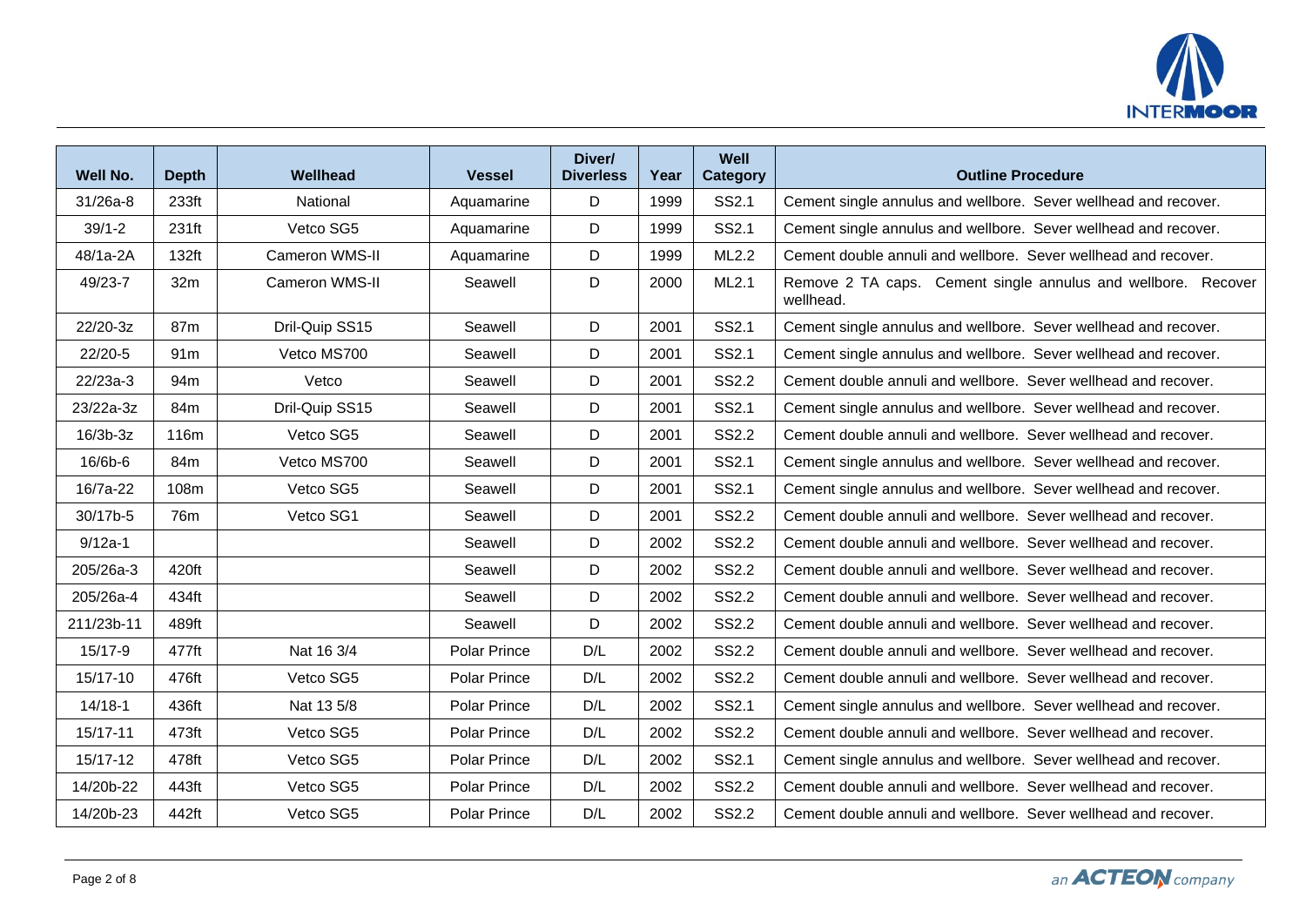| Well No. | Depth | Wellhead | Vessel | Diver/ Diverless | Year | Well Category | Outline Procedure |
|---|---|---|---|---|---|---|---|
| 31/26a-8 | 233ft | National | Aquamarine | D | 1999 | SS2.1 | Cement single annulus and wellbore. Sever wellhead and recover. |
| 39/1-2 | 231ft | Vetco SG5 | Aquamarine | D | 1999 | SS2.1 | Cement single annulus and wellbore. Sever wellhead and recover. |
| 48/1a-2A | 132ft | Cameron WMS-II | Aquamarine | D | 1999 | ML2.2 | Cement double annuli and wellbore. Sever wellhead and recover. |
| 49/23-7 | 32m | Cameron WMS-II | Seawell | D | 2000 | ML2.1 | Remove 2 TA caps. Cement single annulus and wellbore. Recover wellhead. |
| 22/20-3z | 87m | Dril-Quip SS15 | Seawell | D | 2001 | SS2.1 | Cement single annulus and wellbore. Sever wellhead and recover. |
| 22/20-5 | 91m | Vetco MS700 | Seawell | D | 2001 | SS2.1 | Cement single annulus and wellbore. Sever wellhead and recover. |
| 22/23a-3 | 94m | Vetco | Seawell | D | 2001 | SS2.2 | Cement double annuli and wellbore. Sever wellhead and recover. |
| 23/22a-3z | 84m | Dril-Quip SS15 | Seawell | D | 2001 | SS2.1 | Cement single annulus and wellbore. Sever wellhead and recover. |
| 16/3b-3z | 116m | Vetco SG5 | Seawell | D | 2001 | SS2.2 | Cement double annuli and wellbore. Sever wellhead and recover. |
| 16/6b-6 | 84m | Vetco MS700 | Seawell | D | 2001 | SS2.1 | Cement single annulus and wellbore. Sever wellhead and recover. |
| 16/7a-22 | 108m | Vetco SG5 | Seawell | D | 2001 | SS2.1 | Cement single annulus and wellbore. Sever wellhead and recover. |
| 30/17b-5 | 76m | Vetco SG1 | Seawell | D | 2001 | SS2.2 | Cement double annuli and wellbore. Sever wellhead and recover. |
| 9/12a-1 | | | Seawell | D | 2002 | SS2.2 | Cement double annuli and wellbore. Sever wellhead and recover. |
| 205/26a-3 | 420ft | | Seawell | D | 2002 | SS2.2 | Cement double annuli and wellbore. Sever wellhead and recover. |
| 205/26a-4 | 434ft | | Seawell | D | 2002 | SS2.2 | Cement double annuli and wellbore. Sever wellhead and recover. |
| 211/23b-11 | 489ft | | Seawell | D | 2002 | SS2.2 | Cement double annuli and wellbore. Sever wellhead and recover. |
| 15/17-9 | 477ft | Nat 16 3/4 | Polar Prince | D/L | 2002 | SS2.2 | Cement double annuli and wellbore. Sever wellhead and recover. |
| 15/17-10 | 476ft | Vetco SG5 | Polar Prince | D/L | 2002 | SS2.2 | Cement double annuli and wellbore. Sever wellhead and recover. |
| 14/18-1 | 436ft | Nat 13 5/8 | Polar Prince | D/L | 2002 | SS2.1 | Cement single annulus and wellbore. Sever wellhead and recover. |
| 15/17-11 | 473ft | Vetco SG5 | Polar Prince | D/L | 2002 | SS2.2 | Cement double annuli and wellbore. Sever wellhead and recover. |
| 15/17-12 | 478ft | Vetco SG5 | Polar Prince | D/L | 2002 | SS2.1 | Cement single annulus and wellbore. Sever wellhead and recover. |
| 14/20b-22 | 443ft | Vetco SG5 | Polar Prince | D/L | 2002 | SS2.2 | Cement double annuli and wellbore. Sever wellhead and recover. |
| 14/20b-23 | 442ft | Vetco SG5 | Polar Prince | D/L | 2002 | SS2.2 | Cement double annuli and wellbore. Sever wellhead and recover. |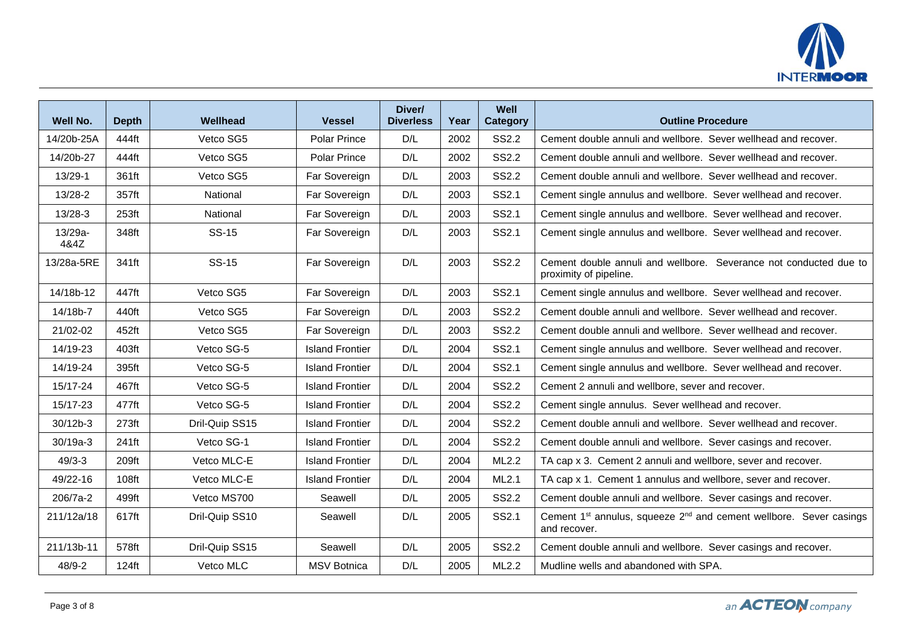| Well No. | Depth | Wellhead | Vessel | Diver/ Diverless | Year | Well Category | Outline Procedure |
|---|---|---|---|---|---|---|---|
| 14/20b-25A | 444ft | Vetco SG5 | Polar Prince | D/L | 2002 | SS2.2 | Cement double annuli and wellbore. Sever wellhead and recover. |
| 14/20b-27 | 444ft | Vetco SG5 | Polar Prince | D/L | 2002 | SS2.2 | Cement double annuli and wellbore. Sever wellhead and recover. |
| 13/29-1 | 361ft | Vetco SG5 | Far Sovereign | D/L | 2003 | SS2.2 | Cement double annuli and wellbore. Sever wellhead and recover. |
| 13/28-2 | 357ft | National | Far Sovereign | D/L | 2003 | SS2.1 | Cement single annulus and wellbore. Sever wellhead and recover. |
| 13/28-3 | 253ft | National | Far Sovereign | D/L | 2003 | SS2.1 | Cement single annulus and wellbore. Sever wellhead and recover. |
| 13/29a-4&4Z | 348ft | SS-15 | Far Sovereign | D/L | 2003 | SS2.1 | Cement single annulus and wellbore. Sever wellhead and recover. |
| 13/28a-5RE | 341ft | SS-15 | Far Sovereign | D/L | 2003 | SS2.2 | Cement double annuli and wellbore. Severance not conducted due to proximity of pipeline. |
| 14/18b-12 | 447ft | Vetco SG5 | Far Sovereign | D/L | 2003 | SS2.1 | Cement single annulus and wellbore. Sever wellhead and recover. |
| 14/18b-7 | 440ft | Vetco SG5 | Far Sovereign | D/L | 2003 | SS2.2 | Cement double annuli and wellbore. Sever wellhead and recover. |
| 21/02-02 | 452ft | Vetco SG5 | Far Sovereign | D/L | 2003 | SS2.2 | Cement double annuli and wellbore. Sever wellhead and recover. |
| 14/19-23 | 403ft | Vetco SG-5 | Island Frontier | D/L | 2004 | SS2.1 | Cement single annulus and wellbore. Sever wellhead and recover. |
| 14/19-24 | 395ft | Vetco SG-5 | Island Frontier | D/L | 2004 | SS2.1 | Cement single annulus and wellbore. Sever wellhead and recover. |
| 15/17-24 | 467ft | Vetco SG-5 | Island Frontier | D/L | 2004 | SS2.2 | Cement 2 annuli and wellbore, sever and recover. |
| 15/17-23 | 477ft | Vetco SG-5 | Island Frontier | D/L | 2004 | SS2.2 | Cement single annulus. Sever wellhead and recover. |
| 30/12b-3 | 273ft | Dril-Quip SS15 | Island Frontier | D/L | 2004 | SS2.2 | Cement double annuli and wellbore. Sever wellhead and recover. |
| 30/19a-3 | 241ft | Vetco SG-1 | Island Frontier | D/L | 2004 | SS2.2 | Cement double annuli and wellbore. Sever casings and recover. |
| 49/3-3 | 209ft | Vetco MLC-E | Island Frontier | D/L | 2004 | ML2.2 | TA cap x 3. Cement 2 annuli and wellbore, sever and recover. |
| 49/22-16 | 108ft | Vetco MLC-E | Island Frontier | D/L | 2004 | ML2.1 | TA cap x 1. Cement 1 annulus and wellbore, sever and recover. |
| 206/7a-2 | 499ft | Vetco MS700 | Seawell | D/L | 2005 | SS2.2 | Cement double annuli and wellbore. Sever casings and recover. |
| 211/12a/18 | 617ft | Dril-Quip SS10 | Seawell | D/L | 2005 | SS2.1 | Cement 1st annulus, squeeze 2nd and cement wellbore. Sever casings and recover. |
| 211/13b-11 | 578ft | Dril-Quip SS15 | Seawell | D/L | 2005 | SS2.2 | Cement double annuli and wellbore. Sever casings and recover. |
| 48/9-2 | 124ft | Vetco MLC | MSV Botnica | D/L | 2005 | ML2.2 | Mudline wells and abandoned with SPA. |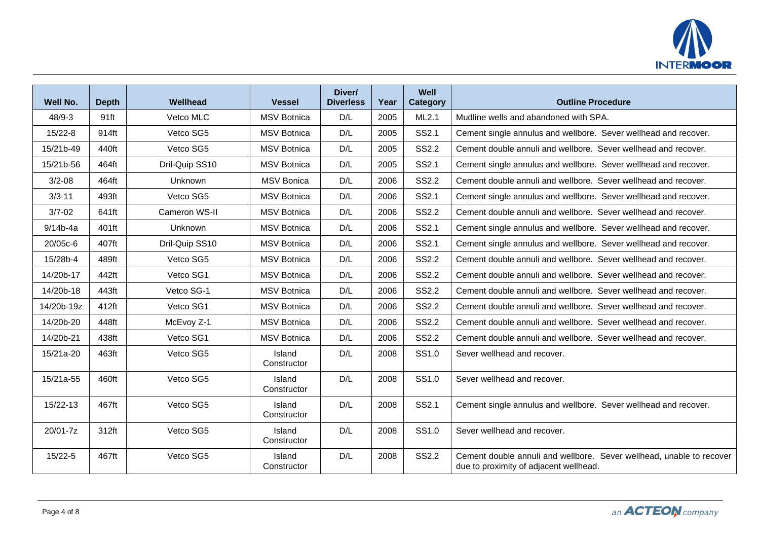| Well No. | Depth | Wellhead | Vessel | Diver/ Diverless | Year | Well Category | Outline Procedure |
|---|---|---|---|---|---|---|---|
| 48/9-3 | 91ft | Vetco MLC | MSV Botnica | D/L | 2005 | ML2.1 | Mudline wells and abandoned with SPA. |
| 15/22-8 | 914ft | Vetco SG5 | MSV Botnica | D/L | 2005 | SS2.1 | Cement single annulus and wellbore. Sever wellhead and recover. |
| 15/21b-49 | 440ft | Vetco SG5 | MSV Botnica | D/L | 2005 | SS2.2 | Cement double annuli and wellbore. Sever wellhead and recover. |
| 15/21b-56 | 464ft | Dril-Quip SS10 | MSV Botnica | D/L | 2005 | SS2.1 | Cement single annulus and wellbore. Sever wellhead and recover. |
| 3/2-08 | 464ft | Unknown | MSV Bonica | D/L | 2006 | SS2.2 | Cement double annuli and wellbore. Sever wellhead and recover. |
| 3/3-11 | 493ft | Vetco SG5 | MSV Botnica | D/L | 2006 | SS2.1 | Cement single annulus and wellbore. Sever wellhead and recover. |
| 3/7-02 | 641ft | Cameron WS-II | MSV Botnica | D/L | 2006 | SS2.2 | Cement double annuli and wellbore. Sever wellhead and recover. |
| 9/14b-4a | 401ft | Unknown | MSV Botnica | D/L | 2006 | SS2.1 | Cement single annulus and wellbore. Sever wellhead and recover. |
| 20/05c-6 | 407ft | Dril-Quip SS10 | MSV Botnica | D/L | 2006 | SS2.1 | Cement single annulus and wellbore. Sever wellhead and recover. |
| 15/28b-4 | 489ft | Vetco SG5 | MSV Botnica | D/L | 2006 | SS2.2 | Cement double annuli and wellbore. Sever wellhead and recover. |
| 14/20b-17 | 442ft | Vetco SG1 | MSV Botnica | D/L | 2006 | SS2.2 | Cement double annuli and wellbore. Sever wellhead and recover. |
| 14/20b-18 | 443ft | Vetco SG-1 | MSV Botnica | D/L | 2006 | SS2.2 | Cement double annuli and wellbore. Sever wellhead and recover. |
| 14/20b-19z | 412ft | Vetco SG1 | MSV Botnica | D/L | 2006 | SS2.2 | Cement double annuli and wellbore. Sever wellhead and recover. |
| 14/20b-20 | 448ft | McEvoy Z-1 | MSV Botnica | D/L | 2006 | SS2.2 | Cement double annuli and wellbore. Sever wellhead and recover. |
| 14/20b-21 | 438ft | Vetco SG1 | MSV Botnica | D/L | 2006 | SS2.2 | Cement double annuli and wellbore. Sever wellhead and recover. |
| 15/21a-20 | 463ft | Vetco SG5 | Island Constructor | D/L | 2008 | SS1.0 | Sever wellhead and recover. |
| 15/21a-55 | 460ft | Vetco SG5 | Island Constructor | D/L | 2008 | SS1.0 | Sever wellhead and recover. |
| 15/22-13 | 467ft | Vetco SG5 | Island Constructor | D/L | 2008 | SS2.1 | Cement single annulus and wellbore. Sever wellhead and recover. |
| 20/01-7z | 312ft | Vetco SG5 | Island Constructor | D/L | 2008 | SS1.0 | Sever wellhead and recover. |
| 15/22-5 | 467ft | Vetco SG5 | Island Constructor | D/L | 2008 | SS2.2 | Cement double annuli and wellbore. Sever wellhead, unable to recover due to proximity of adjacent wellhead. |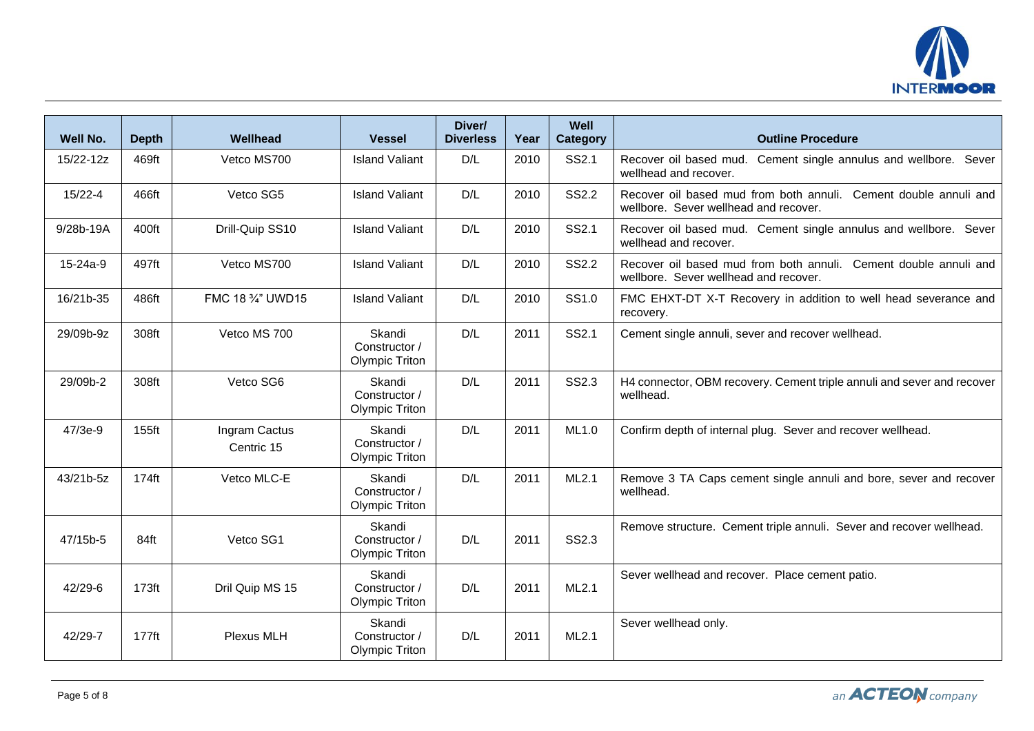| Well No. | Depth | Wellhead | Vessel | Diver/ Diverless | Year | Well Category | Outline Procedure |
|---|---|---|---|---|---|---|---|
| 15/22-12z | 469ft | Vetco MS700 | Island Valiant | D/L | 2010 | SS2.1 | Recover oil based mud. Cement single annulus and wellbore. Sever wellhead and recover. |
| 15/22-4 | 466ft | Vetco SG5 | Island Valiant | D/L | 2010 | SS2.2 | Recover oil based mud from both annuli. Cement double annuli and wellbore. Sever wellhead and recover. |
| 9/28b-19A | 400ft | Drill-Quip SS10 | Island Valiant | D/L | 2010 | SS2.1 | Recover oil based mud. Cement single annulus and wellbore. Sever wellhead and recover. |
| 15-24a-9 | 497ft | Vetco MS700 | Island Valiant | D/L | 2010 | SS2.2 | Recover oil based mud from both annuli. Cement double annuli and wellbore. Sever wellhead and recover. |
| 16/21b-35 | 486ft | FMC 18 ¾" UWD15 | Island Valiant | D/L | 2010 | SS1.0 | FMC EHXT-DT X-T Recovery in addition to well head severance and recovery. |
| 29/09b-9z | 308ft | Vetco MS 700 | Skandi Constructor / Olympic Triton | D/L | 2011 | SS2.1 | Cement single annuli, sever and recover wellhead. |
| 29/09b-2 | 308ft | Vetco SG6 | Skandi Constructor / Olympic Triton | D/L | 2011 | SS2.3 | H4 connector, OBM recovery. Cement triple annuli and sever and recover wellhead. |
| 47/3e-9 | 155ft | Ingram Cactus Centric 15 | Skandi Constructor / Olympic Triton | D/L | 2011 | ML1.0 | Confirm depth of internal plug. Sever and recover wellhead. |
| 43/21b-5z | 174ft | Vetco MLC-E | Skandi Constructor / Olympic Triton | D/L | 2011 | ML2.1 | Remove 3 TA Caps cement single annuli and bore, sever and recover wellhead. |
| 47/15b-5 | 84ft | Vetco SG1 | Skandi Constructor / Olympic Triton | D/L | 2011 | SS2.3 | Remove structure. Cement triple annuli. Sever and recover wellhead. |
| 42/29-6 | 173ft | Dril Quip MS 15 | Skandi Constructor / Olympic Triton | D/L | 2011 | ML2.1 | Sever wellhead and recover. Place cement patio. |
| 42/29-7 | 177ft | Plexus MLH | Skandi Constructor / Olympic Triton | D/L | 2011 | ML2.1 | Sever wellhead only. |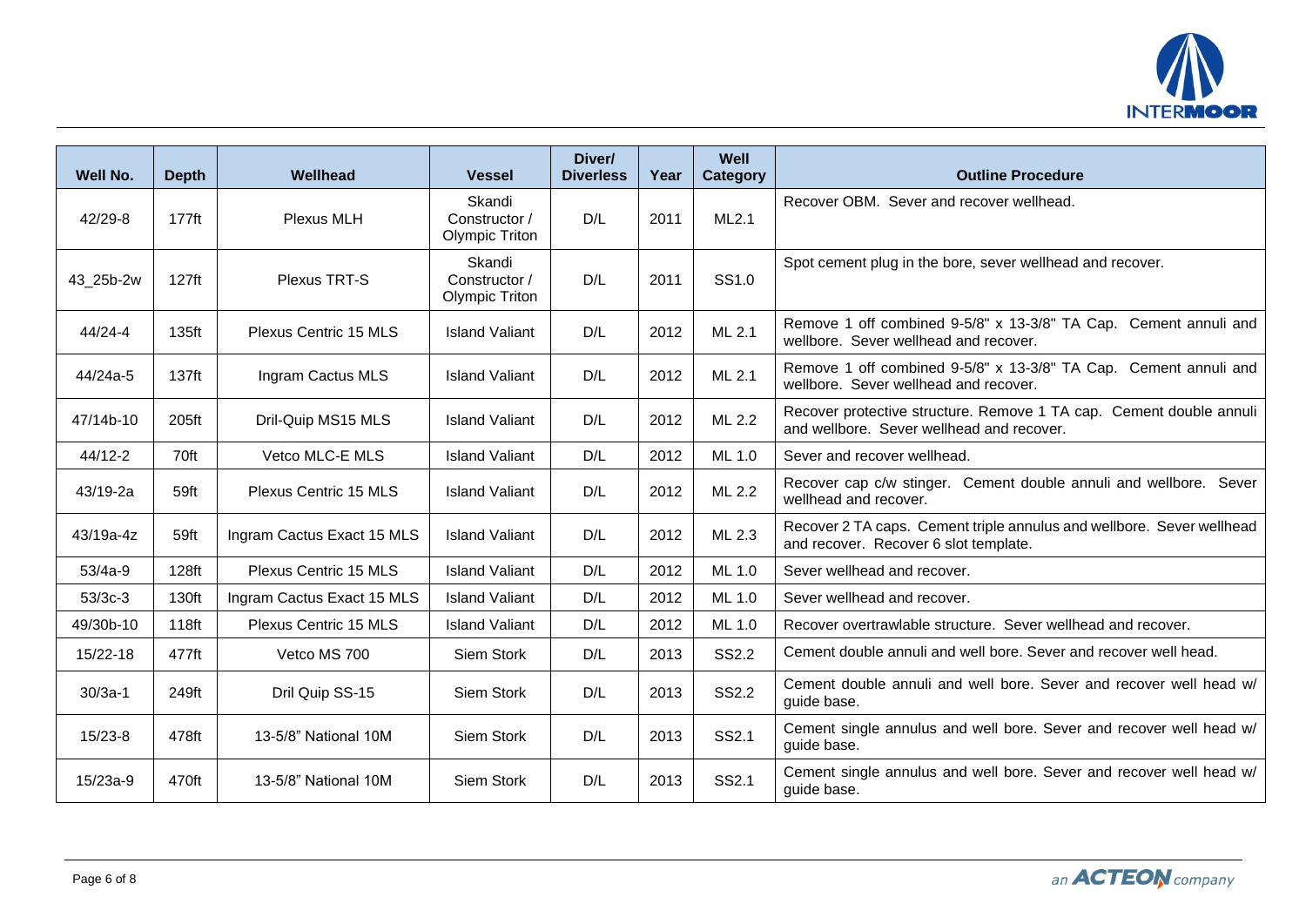| Well No. | Depth | Wellhead | Vessel | Diver/ Diverless | Year | Well Category | Outline Procedure |
|---|---|---|---|---|---|---|---|
| 42/29-8 | 177ft | Plexus MLH | Skandi Constructor / Olympic Triton | D/L | 2011 | ML2.1 | Recover OBM. Sever and recover wellhead. |
| 43_25b-2w | 127ft | Plexus TRT-S | Skandi Constructor / Olympic Triton | D/L | 2011 | SS1.0 | Spot cement plug in the bore, sever wellhead and recover. |
| 44/24-4 | 135ft | Plexus Centric 15 MLS | Island Valiant | D/L | 2012 | ML 2.1 | Remove 1 off combined 9-5/8" x 13-3/8" TA Cap. Cement annuli and wellbore. Sever wellhead and recover. |
| 44/24a-5 | 137ft | Ingram Cactus MLS | Island Valiant | D/L | 2012 | ML 2.1 | Remove 1 off combined 9-5/8" x 13-3/8" TA Cap. Cement annuli and wellbore. Sever wellhead and recover. |
| 47/14b-10 | 205ft | Dril-Quip MS15 MLS | Island Valiant | D/L | 2012 | ML 2.2 | Recover protective structure. Remove 1 TA cap. Cement double annuli and wellbore. Sever wellhead and recover. |
| 44/12-2 | 70ft | Vetco MLC-E MLS | Island Valiant | D/L | 2012 | ML 1.0 | Sever and recover wellhead. |
| 43/19-2a | 59ft | Plexus Centric 15 MLS | Island Valiant | D/L | 2012 | ML 2.2 | Recover cap c/w stinger. Cement double annuli and wellbore. Sever wellhead and recover. |
| 43/19a-4z | 59ft | Ingram Cactus Exact 15 MLS | Island Valiant | D/L | 2012 | ML 2.3 | Recover 2 TA caps. Cement triple annulus and wellbore. Sever wellhead and recover. Recover 6 slot template. |
| 53/4a-9 | 128ft | Plexus Centric 15 MLS | Island Valiant | D/L | 2012 | ML 1.0 | Sever wellhead and recover. |
| 53/3c-3 | 130ft | Ingram Cactus Exact 15 MLS | Island Valiant | D/L | 2012 | ML 1.0 | Sever wellhead and recover. |
| 49/30b-10 | 118ft | Plexus Centric 15 MLS | Island Valiant | D/L | 2012 | ML 1.0 | Recover overtrawlable structure. Sever wellhead and recover. |
| 15/22-18 | 477ft | Vetco MS 700 | Siem Stork | D/L | 2013 | SS2.2 | Cement double annuli and well bore. Sever and recover well head. |
| 30/3a-1 | 249ft | Dril Quip SS-15 | Siem Stork | D/L | 2013 | SS2.2 | Cement double annuli and well bore. Sever and recover well head w/ guide base. |
| 15/23-8 | 478ft | 13-5/8" National 10M | Siem Stork | D/L | 2013 | SS2.1 | Cement single annulus and well bore. Sever and recover well head w/ guide base. |
| 15/23a-9 | 470ft | 13-5/8" National 10M | Siem Stork | D/L | 2013 | SS2.1 | Cement single annulus and well bore. Sever and recover well head w/ guide base. |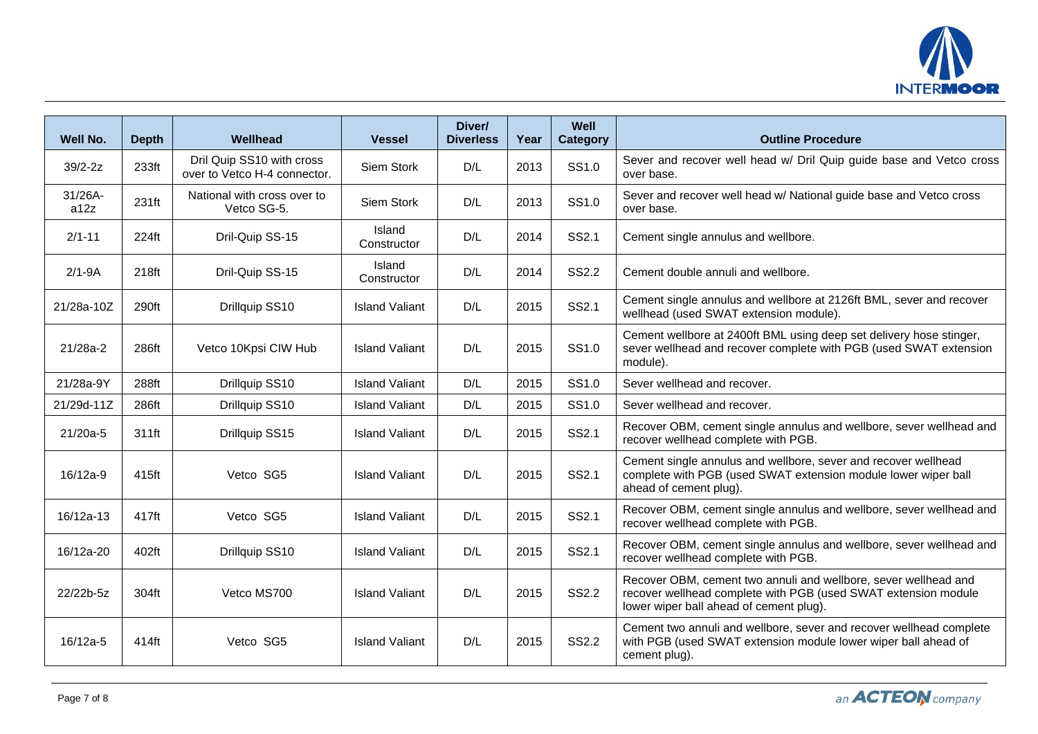| Well No. | Depth | Wellhead | Vessel | Diver/ Diverless | Year | Well Category | Outline Procedure |
|---|---|---|---|---|---|---|---|
| 39/2-2z | 233ft | Dril Quip SS10 with cross over to Vetco H-4 connector. | Siem Stork | D/L | 2013 | SS1.0 | Sever and recover well head w/ Dril Quip guide base and Vetco cross over base. |
| 31/26A-a12z | 231ft | National with cross over to Vetco SG-5. | Siem Stork | D/L | 2013 | SS1.0 | Sever and recover well head w/ National guide base and Vetco cross over base. |
| 2/1-11 | 224ft | Dril-Quip SS-15 | Island Constructor | D/L | 2014 | SS2.1 | Cement single annulus and wellbore. |
| 2/1-9A | 218ft | Dril-Quip SS-15 | Island Constructor | D/L | 2014 | SS2.2 | Cement double annuli and wellbore. |
| 21/28a-10Z | 290ft | Drillquip SS10 | Island Valiant | D/L | 2015 | SS2.1 | Cement single annulus and wellbore at 2126ft BML, sever and recover wellhead (used SWAT extension module). |
| 21/28a-2 | 286ft | Vetco 10Kpsi CIW Hub | Island Valiant | D/L | 2015 | SS1.0 | Cement wellbore at 2400ft BML using deep set delivery hose stinger, sever wellhead and recover complete with PGB (used SWAT extension module). |
| 21/28a-9Y | 288ft | Drillquip SS10 | Island Valiant | D/L | 2015 | SS1.0 | Sever wellhead and recover. |
| 21/29d-11Z | 286ft | Drillquip SS10 | Island Valiant | D/L | 2015 | SS1.0 | Sever wellhead and recover. |
| 21/20a-5 | 311ft | Drillquip SS15 | Island Valiant | D/L | 2015 | SS2.1 | Recover OBM, cement single annulus and wellbore, sever wellhead and recover wellhead complete with PGB. |
| 16/12a-9 | 415ft | Vetco SG5 | Island Valiant | D/L | 2015 | SS2.1 | Cement single annulus and wellbore, sever and recover wellhead complete with PGB (used SWAT extension module lower wiper ball ahead of cement plug). |
| 16/12a-13 | 417ft | Vetco SG5 | Island Valiant | D/L | 2015 | SS2.1 | Recover OBM, cement single annulus and wellbore, sever wellhead and recover wellhead complete with PGB. |
| 16/12a-20 | 402ft | Drillquip SS10 | Island Valiant | D/L | 2015 | SS2.1 | Recover OBM, cement single annulus and wellbore, sever wellhead and recover wellhead complete with PGB. |
| 22/22b-5z | 304ft | Vetco MS700 | Island Valiant | D/L | 2015 | SS2.2 | Recover OBM, cement two annuli and wellbore, sever wellhead and recover wellhead complete with PGB (used SWAT extension module lower wiper ball ahead of cement plug). |
| 16/12a-5 | 414ft | Vetco SG5 | Island Valiant | D/L | 2015 | SS2.2 | Cement two annuli and wellbore, sever and recover wellhead complete with PGB (used SWAT extension module lower wiper ball ahead of cement plug). |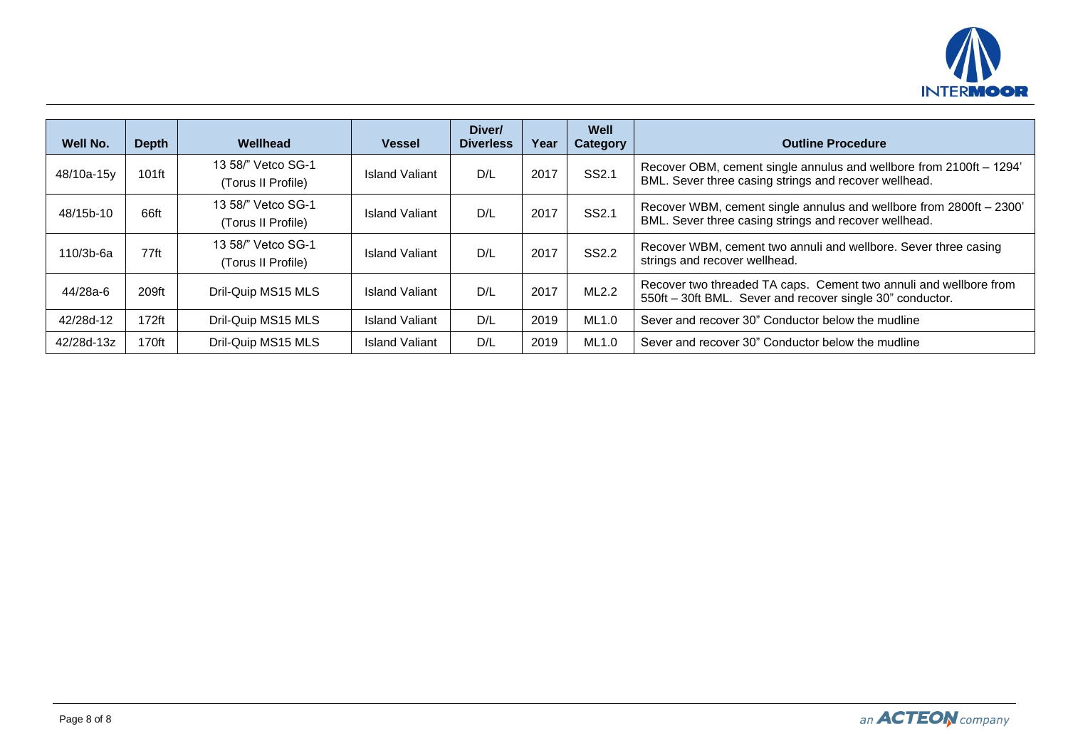| Well No. | Depth | Wellhead | Vessel | Diver/ Diverless | Year | Well Category | Outline Procedure |
|---|---|---|---|---|---|---|---|
| 48/10a-15y | 101ft | 13 58/" Vetco SG-1 (Torus II Profile) | Island Valiant | D/L | 2017 | SS2.1 | Recover OBM, cement single annulus and wellbore from 2100ft – 1294' BML. Sever three casing strings and recover wellhead. |
| 48/15b-10 | 66ft | 13 58/" Vetco SG-1 (Torus II Profile) | Island Valiant | D/L | 2017 | SS2.1 | Recover WBM, cement single annulus and wellbore from 2800ft – 2300' BML. Sever three casing strings and recover wellhead. |
| 110/3b-6a | 77ft | 13 58/" Vetco SG-1 (Torus II Profile) | Island Valiant | D/L | 2017 | SS2.2 | Recover WBM, cement two annuli and wellbore. Sever three casing strings and recover wellhead. |
| 44/28a-6 | 209ft | Dril-Quip MS15 MLS | Island Valiant | D/L | 2017 | ML2.2 | Recover two threaded TA caps. Cement two annuli and wellbore from 550ft – 30ft BML. Sever and recover single 30" conductor. |
| 42/28d-12 | 172ft | Dril-Quip MS15 MLS | Island Valiant | D/L | 2019 | ML1.0 | Sever and recover 30" Conductor below the mudline |
| 42/28d-13z | 170ft | Dril-Quip MS15 MLS | Island Valiant | D/L | 2019 | ML1.0 | Sever and recover 30" Conductor below the mudline |